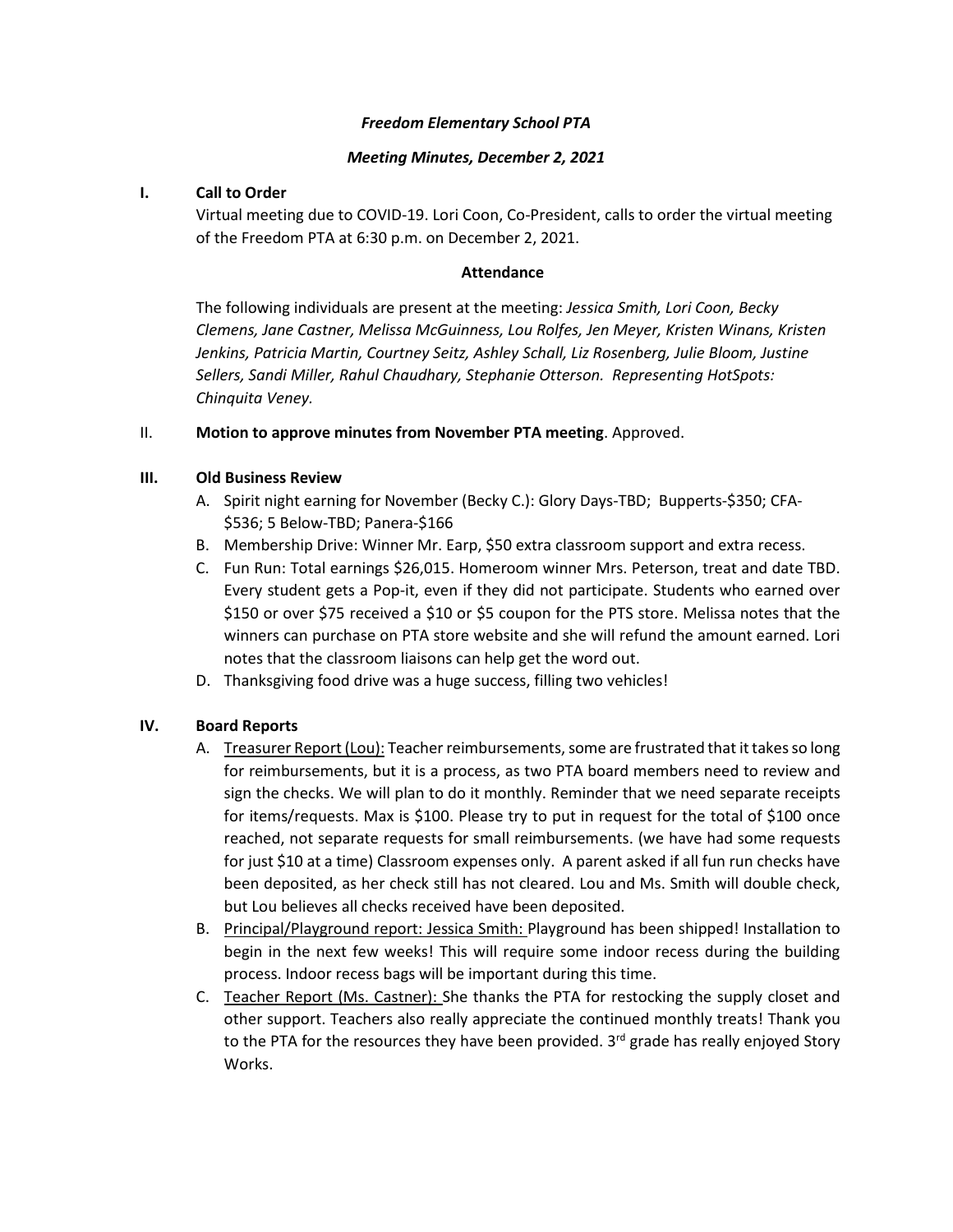***Freedom Elementary School PTA***

***Meeting Minutes, December 2, 2021***

**I. Call to Order**

Virtual meeting due to COVID-19. Lori Coon, Co-President, calls to order the virtual meeting of the Freedom PTA at 6:30 p.m. on December 2, 2021.

**Attendance**

The following individuals are present at the meeting: *Jessica Smith, Lori Coon, Becky Clemens, Jane Castner, Melissa McGuinness, Lou Rolfes, Jen Meyer, Kristen Winans, Kristen Jenkins, Patricia Martin, Courtney Seitz, Ashley Schall, Liz Rosenberg, Julie Bloom, Justine Sellers, Sandi Miller, Rahul Chaudhary, Stephanie Otterson. Representing HotSpots: Chinquita Veney.*

II. **Motion to approve minutes from November PTA meeting**. Approved.

**III. Old Business Review**

A. Spirit night earning for November (Becky C.): Glory Days-TBD; Bupperts-$350; CFA-$536; 5 Below-TBD; Panera-$166
B. Membership Drive: Winner Mr. Earp, $50 extra classroom support and extra recess.
C. Fun Run: Total earnings $26,015. Homeroom winner Mrs. Peterson, treat and date TBD. Every student gets a Pop-it, even if they did not participate. Students who earned over $150 or over $75 received a $10 or $5 coupon for the PTS store. Melissa notes that the winners can purchase on PTA store website and she will refund the amount earned. Lori notes that the classroom liaisons can help get the word out.
D. Thanksgiving food drive was a huge success, filling two vehicles!

**IV. Board Reports**

A. Treasurer Report (Lou): Teacher reimbursements, some are frustrated that it takes so long for reimbursements, but it is a process, as two PTA board members need to review and sign the checks. We will plan to do it monthly. Reminder that we need separate receipts for items/requests. Max is $100. Please try to put in request for the total of $100 once reached, not separate requests for small reimbursements. (we have had some requests for just $10 at a time) Classroom expenses only. A parent asked if all fun run checks have been deposited, as her check still has not cleared. Lou and Ms. Smith will double check, but Lou believes all checks received have been deposited.
B. Principal/Playground report: Jessica Smith: Playground has been shipped! Installation to begin in the next few weeks! This will require some indoor recess during the building process. Indoor recess bags will be important during this time.
C. Teacher Report (Ms. Castner): She thanks the PTA for restocking the supply closet and other support. Teachers also really appreciate the continued monthly treats! Thank you to the PTA for the resources they have been provided. 3rd grade has really enjoyed Story Works.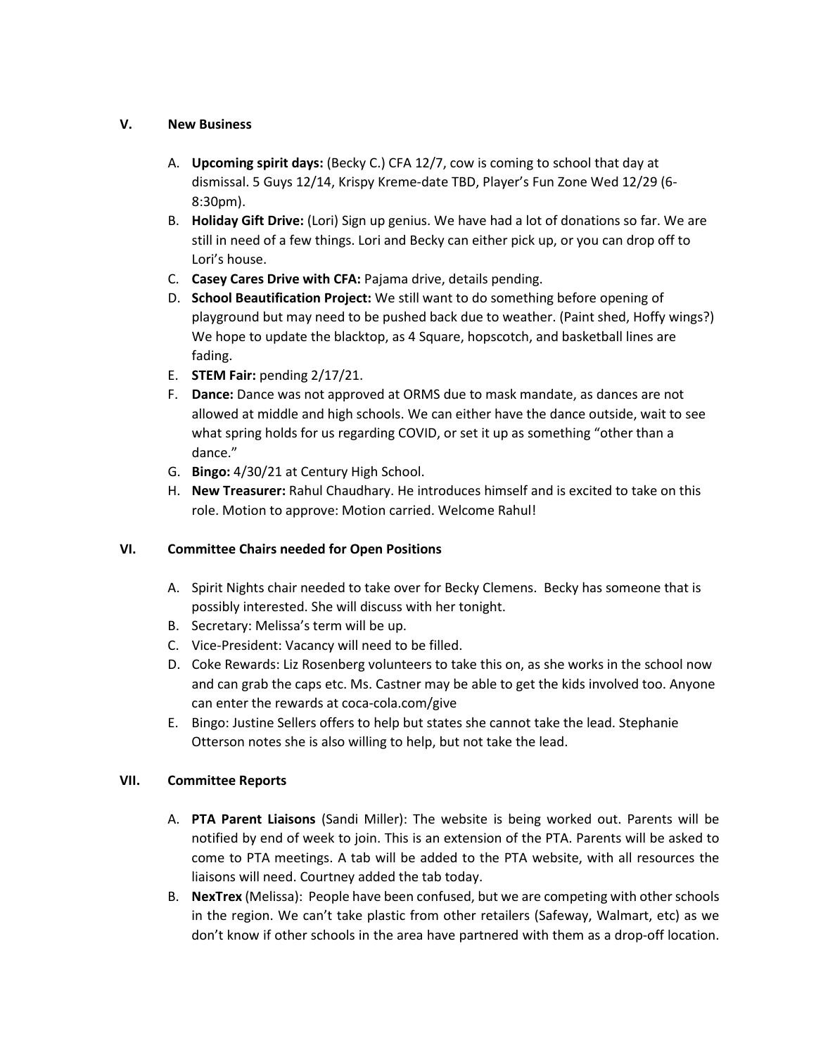## V. New Business

A. **Upcoming spirit days:** (Becky C.) CFA 12/7, cow is coming to school that day at dismissal. 5 Guys 12/14, Krispy Kreme-date TBD, Player's Fun Zone Wed 12/29 (6-8:30pm).

B. **Holiday Gift Drive:** (Lori) Sign up genius. We have had a lot of donations so far. We are still in need of a few things. Lori and Becky can either pick up, or you can drop off to Lori's house.

C. **Casey Cares Drive with CFA:** Pajama drive, details pending.

D. **School Beautification Project:** We still want to do something before opening of playground but may need to be pushed back due to weather. (Paint shed, Hoffy wings?) We hope to update the blacktop, as 4 Square, hopscotch, and basketball lines are fading.

E. **STEM Fair:** pending 2/17/21.

F. **Dance:** Dance was not approved at ORMS due to mask mandate, as dances are not allowed at middle and high schools. We can either have the dance outside, wait to see what spring holds for us regarding COVID, or set it up as something "other than a dance."

G. **Bingo:** 4/30/21 at Century High School.

H. **New Treasurer:** Rahul Chaudhary. He introduces himself and is excited to take on this role. Motion to approve: Motion carried. Welcome Rahul!

## VI. Committee Chairs needed for Open Positions

A. Spirit Nights chair needed to take over for Becky Clemens. Becky has someone that is possibly interested. She will discuss with her tonight.

B. Secretary: Melissa's term will be up.

C. Vice-President: Vacancy will need to be filled.

D. Coke Rewards: Liz Rosenberg volunteers to take this on, as she works in the school now and can grab the caps etc. Ms. Castner may be able to get the kids involved too. Anyone can enter the rewards at coca-cola.com/give

E. Bingo: Justine Sellers offers to help but states she cannot take the lead. Stephanie Otterson notes she is also willing to help, but not take the lead.

## VII. Committee Reports

A. **PTA Parent Liaisons** (Sandi Miller): The website is being worked out. Parents will be notified by end of week to join. This is an extension of the PTA. Parents will be asked to come to PTA meetings. A tab will be added to the PTA website, with all resources the liaisons will need. Courtney added the tab today.

B. **NexTrex** (Melissa): People have been confused, but we are competing with other schools in the region. We can't take plastic from other retailers (Safeway, Walmart, etc) as we don't know if other schools in the area have partnered with them as a drop-off location.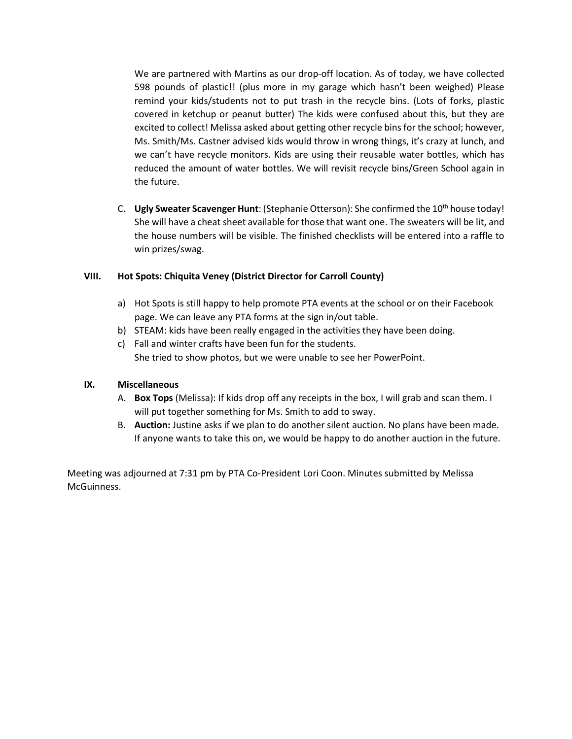We are partnered with Martins as our drop-off location. As of today, we have collected 598 pounds of plastic!! (plus more in my garage which hasn't been weighed) Please remind your kids/students not to put trash in the recycle bins. (Lots of forks, plastic covered in ketchup or peanut butter) The kids were confused about this, but they are excited to collect! Melissa asked about getting other recycle bins for the school; however, Ms. Smith/Ms. Castner advised kids would throw in wrong things, it's crazy at lunch, and we can't have recycle monitors. Kids are using their reusable water bottles, which has reduced the amount of water bottles. We will revisit recycle bins/Green School again in the future.

C. **Ugly Sweater Scavenger Hunt**: (Stephanie Otterson): She confirmed the 10th house today! She will have a cheat sheet available for those that want one. The sweaters will be lit, and the house numbers will be visible. The finished checklists will be entered into a raffle to win prizes/swag.

**VIII. Hot Spots: Chiquita Veney (District Director for Carroll County)**

a) Hot Spots is still happy to help promote PTA events at the school or on their Facebook page. We can leave any PTA forms at the sign in/out table.
b) STEAM: kids have been really engaged in the activities they have been doing.
c) Fall and winter crafts have been fun for the students.
   She tried to show photos, but we were unable to see her PowerPoint.

**IX. Miscellaneous**

A. **Box Tops** (Melissa): If kids drop off any receipts in the box, I will grab and scan them. I will put together something for Ms. Smith to add to sway.
B. **Auction:** Justine asks if we plan to do another silent auction. No plans have been made. If anyone wants to take this on, we would be happy to do another auction in the future.

Meeting was adjourned at 7:31 pm by PTA Co-President Lori Coon. Minutes submitted by Melissa McGuinness.